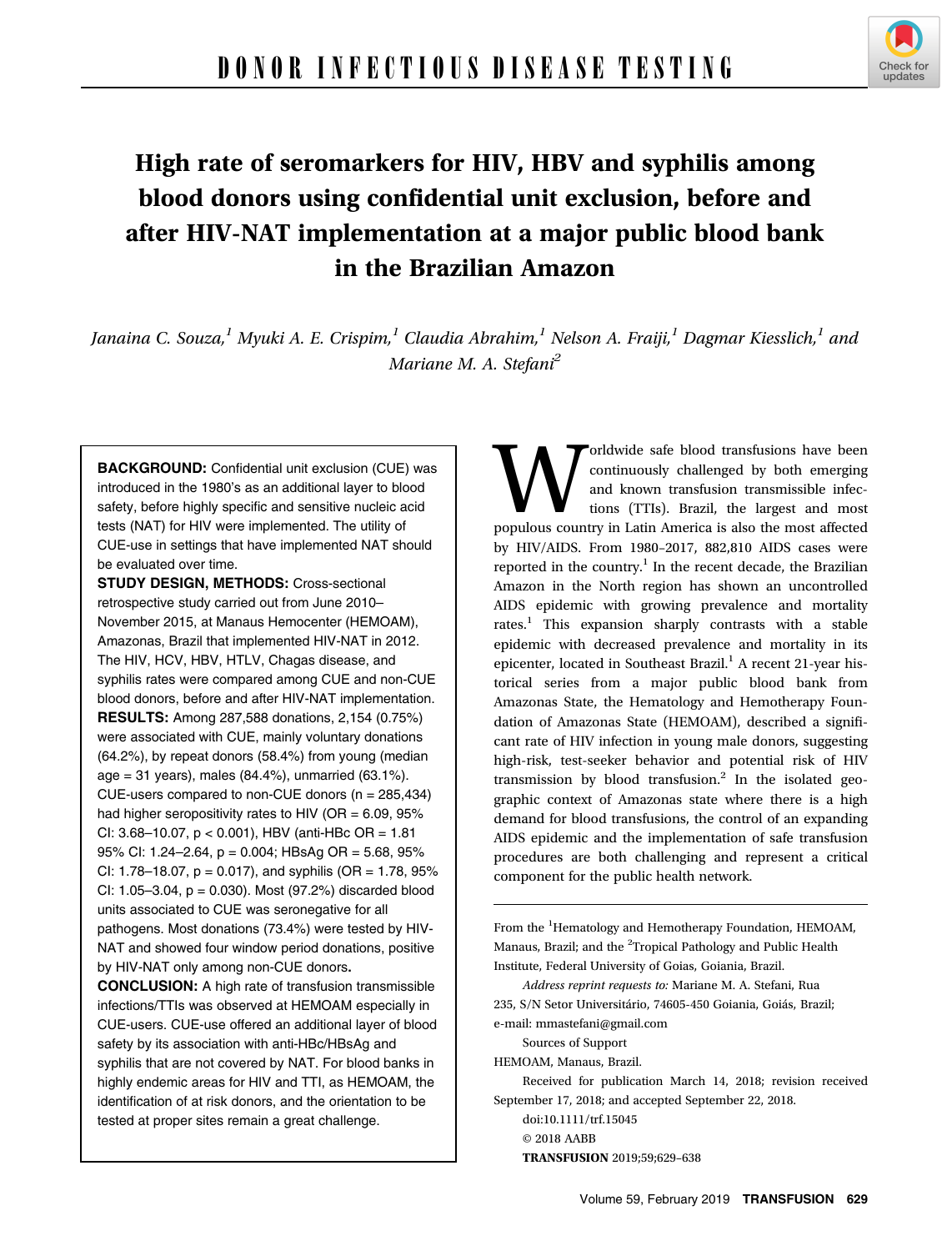DONOR INFECTIOUS DISEASE TESTING

# High rate of seromarkers for HIV, HBV and syphilis among blood donors using confidential unit exclusion, before and after HIV-NAT implementation at a major public blood bank in the Brazilian Amazon

*Janaina C. Souza,[1] Myuki A. E. Crispim,[1] Claudia Abrahim,[1] Nelson A. Fraiji,[1] Dagmar Kiesslich,[1] and Mariane M. A. Stefani[2]*

**BACKGROUND:** Confidential unit exclusion (CUE) was introduced in the 1980's as an additional layer to blood safety, before highly specific and sensitive nucleic acid tests (NAT) for HIV were implemented. The utility of CUE-use in settings that have implemented NAT should be evaluated over time.

**STUDY DESIGN, METHODS:** Cross-sectional retrospective study carried out from June 2010–November 2015, at Manaus Hemocenter (HEMOAM), Amazonas, Brazil that implemented HIV-NAT in 2012. The HIV, HCV, HBV, HTLV, Chagas disease, and syphilis rates were compared among CUE and non-CUE blood donors, before and after HIV-NAT implementation.

**RESULTS:** Among 287,588 donations, 2,154 (0.75%) were associated with CUE, mainly voluntary donations (64.2%), by repeat donors (58.4%) from young (median age = 31 years), males (84.4%), unmarried (63.1%). CUE-users compared to non-CUE donors (n = 285,434) had higher seropositivity rates to HIV (OR = 6.09, 95% CI: 3.68–10.07, $p < 0.001$), HBV (anti-HBc OR = 1.81 95% CI: 1.24–2.64, $p = 0.004$; HBsAg OR = 5.68, 95% CI: 1.78–18.07, $p = 0.017$), and syphilis (OR = 1.78, 95% CI: 1.05–3.04, $p = 0.030$). Most (97.2%) discarded blood units associated to CUE was seronegative for all pathogens. Most donations (73.4%) were tested by HIV-NAT and showed four window period donations, positive by HIV-NAT only among non-CUE donors.

**CONCLUSION:** A high rate of transfusion transmissible infections/TTIs was observed at HEMOAM especially in CUE-users. CUE-use offered an additional layer of blood safety by its association with anti-HBc/HBsAg and syphilis that are not covered by NAT. For blood banks in highly endemic areas for HIV and TTI, as HEMOAM, the identification of at risk donors, and the orientation to be tested at proper sites remain a great challenge.

Worldwide safe blood transfusions have been continuously challenged by both emerging and known transfusion transmissible infections (TTIs). Brazil, the largest and most populous country in Latin America is also the most affected by HIV/AIDS. From 1980–2017, 882,810 AIDS cases were reported in the country.[1] In the recent decade, the Brazilian Amazon in the North region has shown an uncontrolled AIDS epidemic with growing prevalence and mortality rates.[1] This expansion sharply contrasts with a stable epidemic with decreased prevalence and mortality in its epicenter, located in Southeast Brazil.[1] A recent 21-year historical series from a major public blood bank from Amazonas State, the Hematology and Hemotherapy Foundation of Amazonas State (HEMOAM), described a significant rate of HIV infection in young male donors, suggesting high-risk, test-seeker behavior and potential risk of HIV transmission by blood transfusion.[2] In the isolated geographic context of Amazonas state where there is a high demand for blood transfusions, the control of an expanding AIDS epidemic and the implementation of safe transfusion procedures are both challenging and represent a critical component for the public health network.

From the [1]Hematology and Hemotherapy Foundation, HEMOAM, Manaus, Brazil; and the [2]Tropical Pathology and Public Health Institute, Federal University of Goias, Goiania, Brazil.

*Address reprint requests to:* Mariane M. A. Stefani, Rua 235, S/N Setor Universitário, 74605-450 Goiania, Goiás, Brazil; e-mail: mmastefani@gmail.com

Sources of Support

HEMOAM, Manaus, Brazil.

Received for publication March 14, 2018; revision received September 17, 2018; and accepted September 22, 2018.

doi:10.1111/trf.15045

© 2018 AABB

**TRANSFUSION** 2019;59;629–638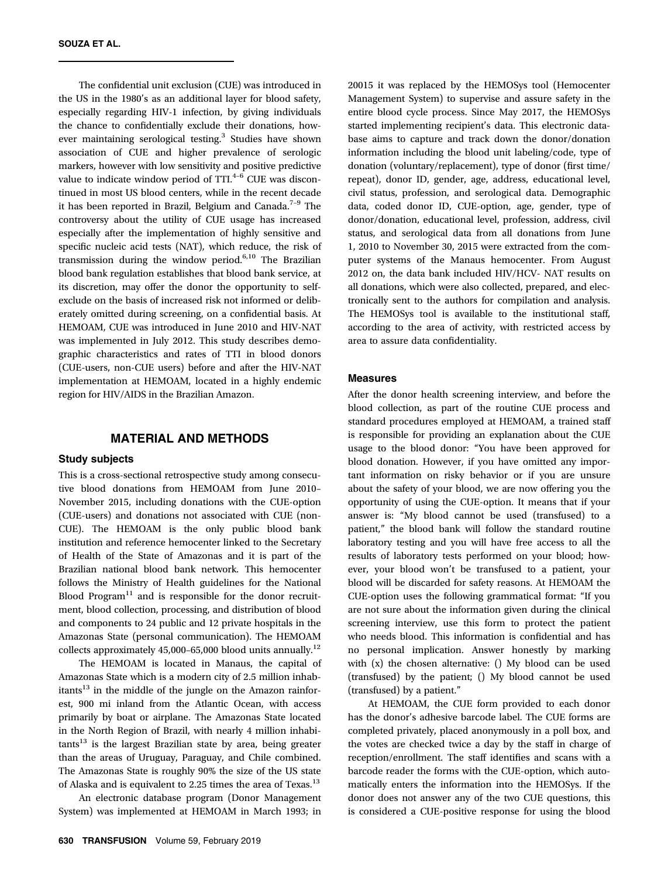The confidential unit exclusion (CUE) was introduced in the US in the 1980's as an additional layer for blood safety, especially regarding HIV-1 infection, by giving individuals the chance to confidentially exclude their donations, however maintaining serological testing.[3] Studies have shown association of CUE and higher prevalence of serologic markers, however with low sensitivity and positive predictive value to indicate window period of TTI.[4–6] CUE was discontinued in most US blood centers, while in the recent decade it has been reported in Brazil, Belgium and Canada.[7–9] The controversy about the utility of CUE usage has increased especially after the implementation of highly sensitive and specific nucleic acid tests (NAT), which reduce, the risk of transmission during the window period.[6,10] The Brazilian blood bank regulation establishes that blood bank service, at its discretion, may offer the donor the opportunity to self-exclude on the basis of increased risk not informed or deliberately omitted during screening, on a confidential basis. At HEMOAM, CUE was introduced in June 2010 and HIV-NAT was implemented in July 2012. This study describes demographic characteristics and rates of TTI in blood donors (CUE-users, non-CUE users) before and after the HIV-NAT implementation at HEMOAM, located in a highly endemic region for HIV/AIDS in the Brazilian Amazon.

## MATERIAL AND METHODS

### Study subjects

This is a cross-sectional retrospective study among consecutive blood donations from HEMOAM from June 2010–November 2015, including donations with the CUE-option (CUE-users) and donations not associated with CUE (non-CUE). The HEMOAM is the only public blood bank institution and reference hemocenter linked to the Secretary of Health of the State of Amazonas and it is part of the Brazilian national blood bank network. This hemocenter follows the Ministry of Health guidelines for the National Blood Program[11] and is responsible for the donor recruitment, blood collection, processing, and distribution of blood and components to 24 public and 12 private hospitals in the Amazonas State (personal communication). The HEMOAM collects approximately 45,000–65,000 blood units annually.[12]

The HEMOAM is located in Manaus, the capital of Amazonas State which is a modern city of 2.5 million inhabitants[13] in the middle of the jungle on the Amazon rainforest, 900 mi inland from the Atlantic Ocean, with access primarily by boat or airplane. The Amazonas State located in the North Region of Brazil, with nearly 4 million inhabitants[13] is the largest Brazilian state by area, being greater than the areas of Uruguay, Paraguay, and Chile combined. The Amazonas State is roughly 90% the size of the US state of Alaska and is equivalent to 2.25 times the area of Texas.[13]

An electronic database program (Donor Management System) was implemented at HEMOAM in March 1993; in 20015 it was replaced by the HEMOSys tool (Hemocenter Management System) to supervise and assure safety in the entire blood cycle process. Since May 2017, the HEMOSys started implementing recipient's data. This electronic database aims to capture and track down the donor/donation information including the blood unit labeling/code, type of donation (voluntary/replacement), type of donor (first time/repeat), donor ID, gender, age, address, educational level, civil status, profession, and serological data. Demographic data, coded donor ID, CUE-option, age, gender, type of donor/donation, educational level, profession, address, civil status, and serological data from all donations from June 1, 2010 to November 30, 2015 were extracted from the computer systems of the Manaus hemocenter. From August 2012 on, the data bank included HIV/HCV- NAT results on all donations, which were also collected, prepared, and electronically sent to the authors for compilation and analysis. The HEMOSys tool is available to the institutional staff, according to the area of activity, with restricted access by area to assure data confidentiality.

### Measures

After the donor health screening interview, and before the blood collection, as part of the routine CUE process and standard procedures employed at HEMOAM, a trained staff is responsible for providing an explanation about the CUE usage to the blood donor: "You have been approved for blood donation. However, if you have omitted any important information on risky behavior or if you are unsure about the safety of your blood, we are now offering you the opportunity of using the CUE-option. It means that if your answer is: "My blood cannot be used (transfused) to a patient," the blood bank will follow the standard routine laboratory testing and you will have free access to all the results of laboratory tests performed on your blood; however, your blood won't be transfused to a patient, your blood will be discarded for safety reasons. At HEMOAM the CUE-option uses the following grammatical format: "If you are not sure about the information given during the clinical screening interview, use this form to protect the patient who needs blood. This information is confidential and has no personal implication. Answer honestly by marking with (x) the chosen alternative: () My blood can be used (transfused) by the patient; () My blood cannot be used (transfused) by a patient."

At HEMOAM, the CUE form provided to each donor has the donor's adhesive barcode label. The CUE forms are completed privately, placed anonymously in a poll box, and the votes are checked twice a day by the staff in charge of reception/enrollment. The staff identifies and scans with a barcode reader the forms with the CUE-option, which automatically enters the information into the HEMOSys. If the donor does not answer any of the two CUE questions, this is considered a CUE-positive response for using the blood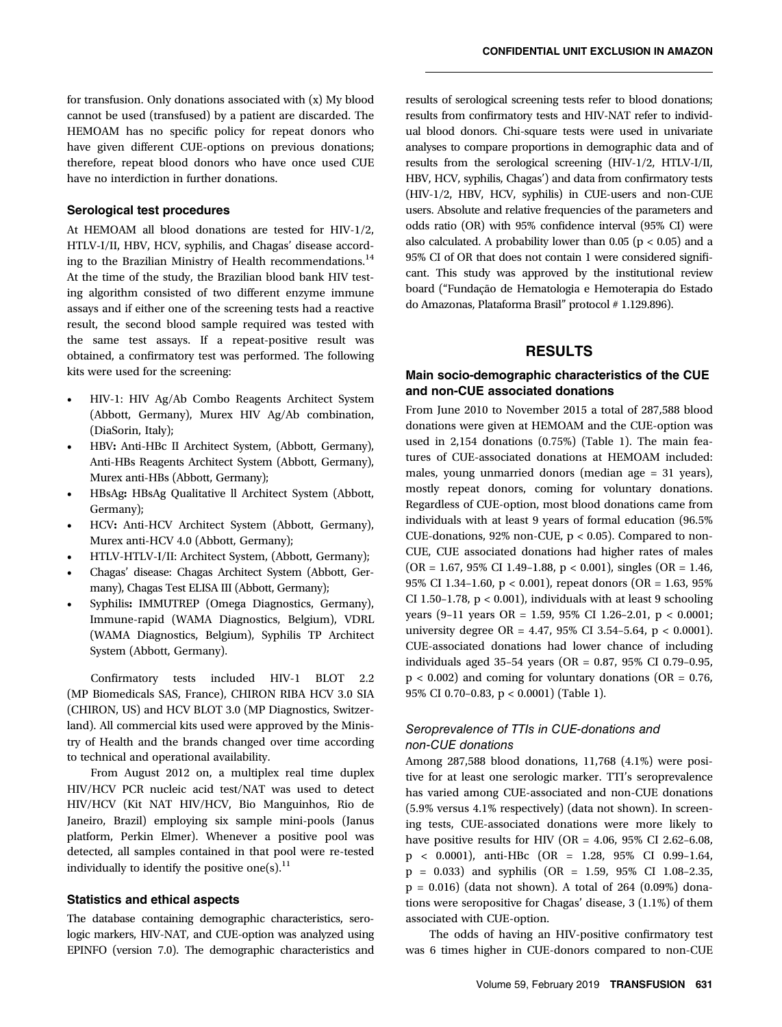for transfusion. Only donations associated with (x) My blood cannot be used (transfused) by a patient are discarded. The HEMOAM has no specific policy for repeat donors who have given different CUE-options on previous donations; therefore, repeat blood donors who have once used CUE have no interdiction in further donations.

### Serological test procedures

At HEMOAM all blood donations are tested for HIV-1/2, HTLV-I/II, HBV, HCV, syphilis, and Chagas' disease according to the Brazilian Ministry of Health recommendations.[14] At the time of the study, the Brazilian blood bank HIV testing algorithm consisted of two different enzyme immune assays and if either one of the screening tests had a reactive result, the second blood sample required was tested with the same test assays. If a repeat-positive result was obtained, a confirmatory test was performed. The following kits were used for the screening:

- HIV-1: HIV Ag/Ab Combo Reagents Architect System (Abbott, Germany), Murex HIV Ag/Ab combination, (DiaSorin, Italy);
- HBV**:** Anti-HBc II Architect System, (Abbott, Germany), Anti-HBs Reagents Architect System (Abbott, Germany), Murex anti-HBs (Abbott, Germany);
- HBsAg**:** HBsAg Qualitative ll Architect System (Abbott, Germany);
- HCV**:** Anti-HCV Architect System (Abbott, Germany), Murex anti-HCV 4.0 (Abbott, Germany);
- HTLV-HTLV-I/II: Architect System, (Abbott, Germany);
- Chagas' disease: Chagas Architect System (Abbott, Germany), Chagas Test ELISA III (Abbott, Germany);
- Syphilis**:** IMMUTREP (Omega Diagnostics, Germany), Immune-rapid (WAMA Diagnostics, Belgium), VDRL (WAMA Diagnostics, Belgium), Syphilis TP Architect System (Abbott, Germany).

Confirmatory tests included HIV-1 BLOT 2.2 (MP Biomedicals SAS, France), CHIRON RIBA HCV 3.0 SIA (CHIRON, US) and HCV BLOT 3.0 (MP Diagnostics, Switzerland). All commercial kits used were approved by the Ministry of Health and the brands changed over time according to technical and operational availability.

From August 2012 on, a multiplex real time duplex HIV/HCV PCR nucleic acid test/NAT was used to detect HIV/HCV (Kit NAT HIV/HCV, Bio Manguinhos, Rio de Janeiro, Brazil) employing six sample mini-pools (Janus platform, Perkin Elmer). Whenever a positive pool was detected, all samples contained in that pool were re-tested individually to identify the positive one(s).[11]

### Statistics and ethical aspects

The database containing demographic characteristics, serologic markers, HIV-NAT, and CUE-option was analyzed using EPINFO (version 7.0). The demographic characteristics and results of serological screening tests refer to blood donations; results from confirmatory tests and HIV-NAT refer to individual blood donors. Chi-square tests were used in univariate analyses to compare proportions in demographic data and of results from the serological screening (HIV-1/2, HTLV-I/II, HBV, HCV, syphilis, Chagas') and data from confirmatory tests (HIV-1/2, HBV, HCV, syphilis) in CUE-users and non-CUE users. Absolute and relative frequencies of the parameters and odds ratio (OR) with 95% confidence interval (95% CI) were also calculated. A probability lower than 0.05 ($p < 0.05$) and a 95% CI of OR that does not contain 1 were considered significant. This study was approved by the institutional review board ("Fundação de Hematologia e Hemoterapia do Estado do Amazonas, Plataforma Brasil" protocol # 1.129.896).

## RESULTS

### Main socio-demographic characteristics of the CUE and non-CUE associated donations

From June 2010 to November 2015 a total of 287,588 blood donations were given at HEMOAM and the CUE-option was used in 2,154 donations (0.75%) (Table 1). The main features of CUE-associated donations at HEMOAM included: males, young unmarried donors (median age = 31 years), mostly repeat donors, coming for voluntary donations. Regardless of CUE-option, most blood donations came from individuals with at least 9 years of formal education (96.5% CUE-donations, 92% non-CUE, $p < 0.05$). Compared to non-CUE, CUE associated donations had higher rates of males (OR = 1.67, 95% CI 1.49–1.88, $p < 0.001$), singles (OR = 1.46, 95% CI 1.34–1.60, $p < 0.001$), repeat donors (OR = 1.63, 95% CI 1.50–1.78, $p < 0.001$), individuals with at least 9 schooling years (9–11 years OR = 1.59, 95% CI 1.26–2.01, $p < 0.0001$; university degree OR = 4.47, 95% CI 3.54–5.64, $p < 0.0001$). CUE-associated donations had lower chance of including individuals aged 35–54 years (OR = 0.87, 95% CI 0.79–0.95, $p < 0.002$) and coming for voluntary donations (OR = 0.76, 95% CI 0.70–0.83, $p < 0.0001$) (Table 1).

### *Seroprevalence of TTIs in CUE-donations and non-CUE donations*

Among 287,588 blood donations, 11,768 (4.1%) were positive for at least one serologic marker. TTI's seroprevalence has varied among CUE-associated and non-CUE donations (5.9% versus 4.1% respectively) (data not shown). In screening tests, CUE-associated donations were more likely to have positive results for HIV (OR = 4.06, 95% CI 2.62–6.08, $p < 0.0001$), anti-HBc (OR = 1.28, 95% CI 0.99–1.64, $p = 0.033$) and syphilis (OR = 1.59, 95% CI 1.08–2.35, $p = 0.016$) (data not shown). A total of 264 (0.09%) donations were seropositive for Chagas' disease, 3 (1.1%) of them associated with CUE-option.

The odds of having an HIV-positive confirmatory test was 6 times higher in CUE-donors compared to non-CUE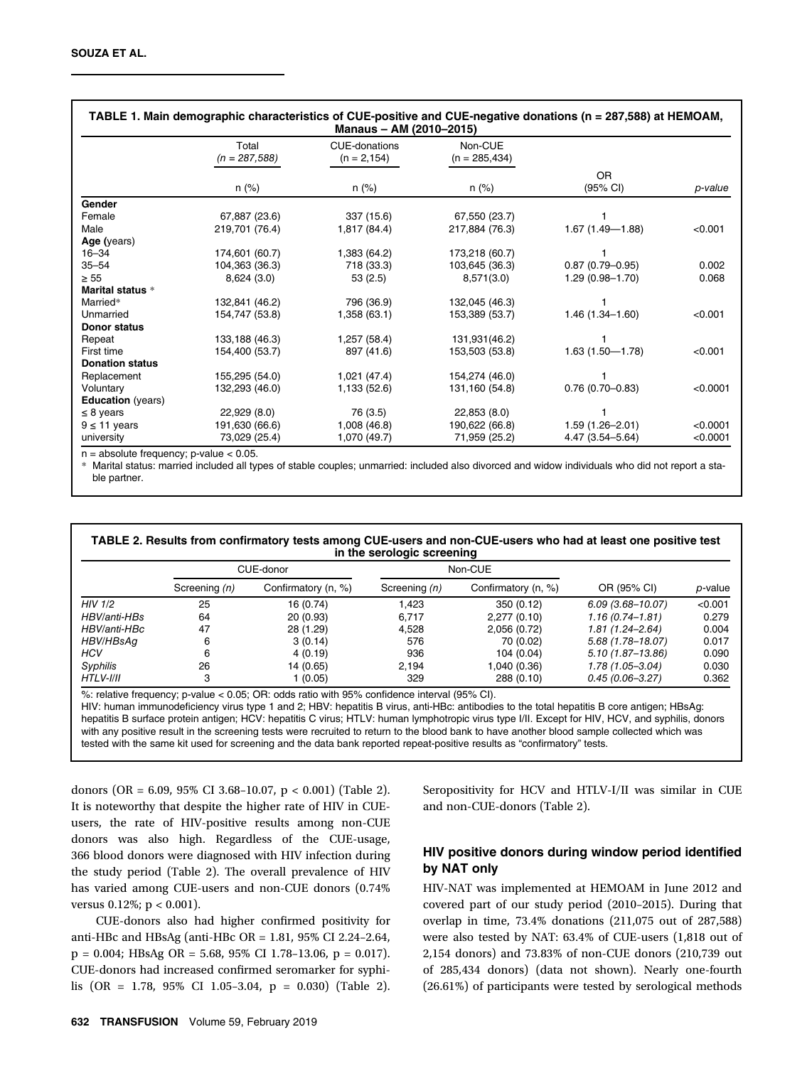**TABLE 1. Main demographic characteristics of CUE-positive and CUE-negative donations (n = 287,588) at HEMOAM, Manaus – AM (2010–2015)**

| | Total (n = 287,588) | CUE-donations (n = 2,154) | Non-CUE (n = 285,434) | | |
|---|---|---|---|---|---|
| | n (%) | n (%) | n (%) | OR (95% CI) | p-value |
| **Gender** | | | | | |
| Female | 67,887 (23.6) | 337 (15.6) | 67,550 (23.7) | 1 | |
| Male | 219,701 (76.4) | 1,817 (84.4) | 217,884 (76.3) | 1.67 (1.49—1.88) | <0.001 |
| **Age** (years) | | | | | |
| 16–34 | 174,601 (60.7) | 1,383 (64.2) | 173,218 (60.7) | 1 | |
| 35–54 | 104,363 (36.3) | 718 (33.3) | 103,645 (36.3) | 0.87 (0.79–0.95) | 0.002 |
| ≥ 55 | 8,624 (3.0) | 53 (2.5) | 8,571(3.0) | 1.29 (0.98–1.70) | 0.068 |
| **Marital status** * | | | | | |
| Married* | 132,841 (46.2) | 796 (36.9) | 132,045 (46.3) | 1 | |
| Unmarried | 154,747 (53.8) | 1,358 (63.1) | 153,389 (53.7) | 1.46 (1.34–1.60) | <0.001 |
| **Donor status** | | | | | |
| Repeat | 133,188 (46.3) | 1,257 (58.4) | 131,931(46.2) | 1 | |
| First time | 154,400 (53.7) | 897 (41.6) | 153,503 (53.8) | 1.63 (1.50—1.78) | <0.001 |
| **Donation status** | | | | | |
| Replacement | 155,295 (54.0) | 1,021 (47.4) | 154,274 (46.0) | 1 | |
| Voluntary | 132,293 (46.0) | 1,133 (52.6) | 131,160 (54.8) | 0.76 (0.70–0.83) | <0.0001 |
| **Education** (years) | | | | | |
| ≤ 8 years | 22,929 (8.0) | 76 (3.5) | 22,853 (8.0) | 1 | |
| 9 ≤ 11 years | 191,630 (66.6) | 1,008 (46.8) | 190,622 (66.8) | 1.59 (1.26–2.01) | <0.0001 |
| university | 73,029 (25.4) | 1,070 (49.7) | 71,959 (25.2) | 4.47 (3.54–5.64) | <0.0001 |

n = absolute frequency; p-value < 0.05.
* Marital status: married included all types of stable couples; unmarried: included also divorced and widow individuals who did not report a stable partner.

**TABLE 2. Results from confirmatory tests among CUE-users and non-CUE-users who had at least one positive test in the serologic screening**

| | CUE-donor | | Non-CUE | | | |
|---|---|---|---|---|---|---|
| | Screening (n) | Confirmatory (n, %) | Screening (n) | Confirmatory (n, %) | OR (95% CI) | p-value |
| *HIV 1/2* | 25 | 16 (0.74) | 1,423 | 350 (0.12) | *6.09 (3.68–10.07)* | <0.001 |
| *HBV/anti-HBs* | 64 | 20 (0.93) | 6,717 | 2,277 (0.10) | *1.16 (0.74–1.81)* | 0.279 |
| *HBV/anti-HBc* | 47 | 28 (1.29) | 4,528 | 2,056 (0.72) | *1.81 (1.24–2.64)* | 0.004 |
| *HBV/HBsAg* | 6 | 3 (0.14) | 576 | 70 (0.02) | *5.68 (1.78–18.07)* | 0.017 |
| *HCV* | 6 | 4 (0.19) | 936 | 104 (0.04) | *5.10 (1.87–13.86)* | 0.090 |
| *Syphilis* | 26 | 14 (0.65) | 2,194 | 1,040 (0.36) | *1.78 (1.05–3.04)* | 0.030 |
| *HTLV-I/II* | 3 | 1 (0.05) | 329 | 288 (0.10) | *0.45 (0.06–3.27)* | 0.362 |

%: relative frequency; p-value < 0.05; OR: odds ratio with 95% confidence interval (95% CI).
HIV: human immunodeficiency virus type 1 and 2; HBV: hepatitis B virus, anti-HBc: antibodies to the total hepatitis B core antigen; HBsAg: hepatitis B surface protein antigen; HCV: hepatitis C virus; HTLV: human lymphotropic virus type I/II. Except for HIV, HCV, and syphilis, donors with any positive result in the screening tests were recruited to return to the blood bank to have another blood sample collected which was tested with the same kit used for screening and the data bank reported repeat-positive results as "confirmatory" tests.

donors (OR = 6.09, 95% CI 3.68–10.07, $p < 0.001$) (Table 2). It is noteworthy that despite the higher rate of HIV in CUE-users, the rate of HIV-positive results among non-CUE donors was also high. Regardless of the CUE-usage, 366 blood donors were diagnosed with HIV infection during the study period (Table 2). The overall prevalence of HIV has varied among CUE-users and non-CUE donors (0.74% versus 0.12%; $p < 0.001$).

CUE-donors also had higher confirmed positivity for anti-HBc and HBsAg (anti-HBc OR = 1.81, 95% CI 2.24–2.64, $p = 0.004$; HBsAg OR = 5.68, 95% CI 1.78–13.06, $p = 0.017$). CUE-donors had increased confirmed seromarker for syphilis (OR = 1.78, 95% CI 1.05–3.04, $p = 0.030$) (Table 2). Seropositivity for HCV and HTLV-I/II was similar in CUE and non-CUE-donors (Table 2).

### HIV positive donors during window period identified by NAT only

HIV-NAT was implemented at HEMOAM in June 2012 and covered part of our study period (2010–2015). During that overlap in time, 73.4% donations (211,075 out of 287,588) were also tested by NAT: 63.4% of CUE-users (1,818 out of 2,154 donors) and 73.83% of non-CUE donors (210,739 out of 285,434 donors) (data not shown). Nearly one-fourth (26.61%) of participants were tested by serological methods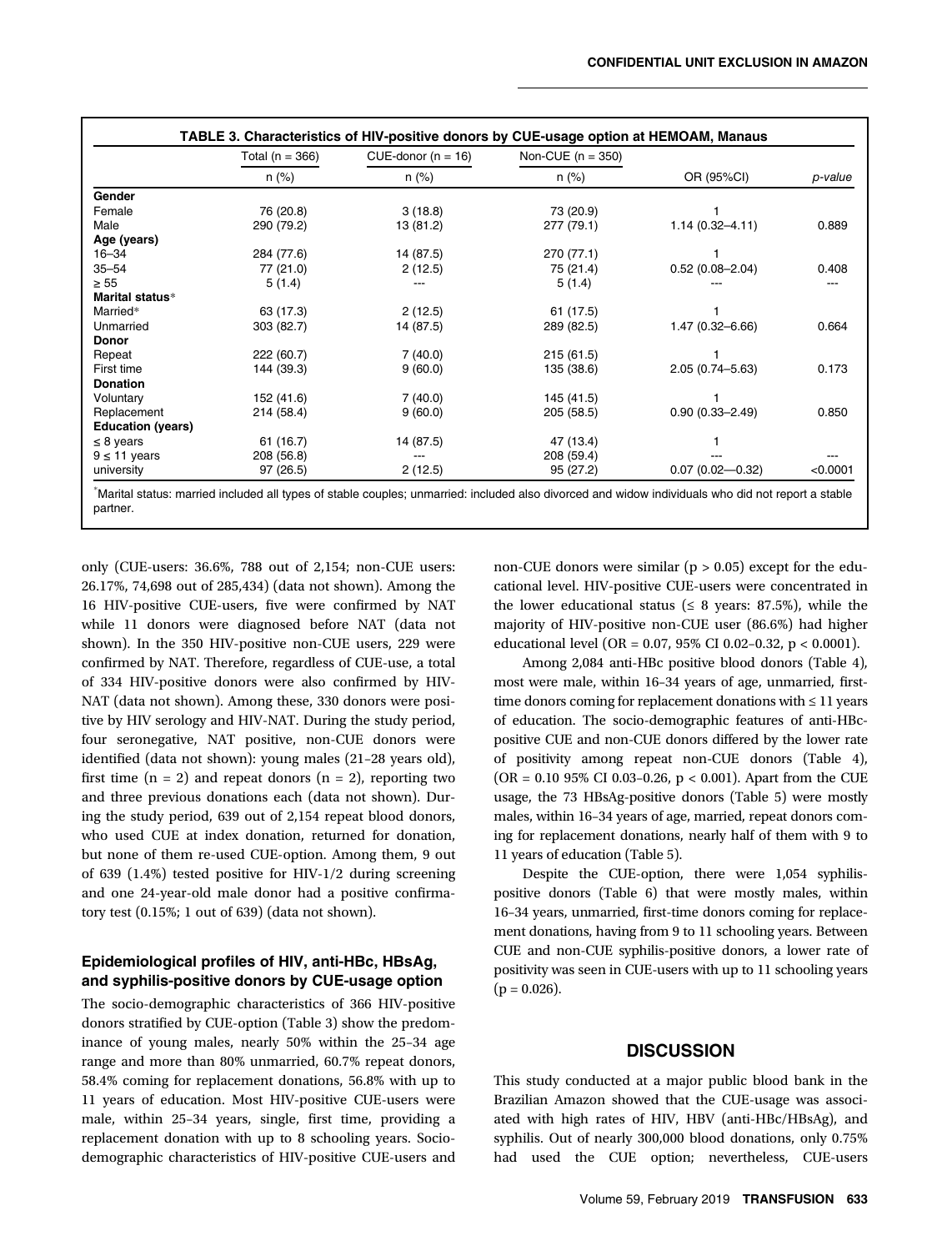**TABLE 3. Characteristics of HIV-positive donors by CUE-usage option at HEMOAM, Manaus**

| | Total (n = 366) | CUE-donor (n = 16) | Non-CUE (n = 350) | | |
|---|---|---|---|---|---|
| | n (%) | n (%) | n (%) | OR (95%CI) | *p-value* |
| **Gender** | | | | | |
| Female | 76 (20.8) | 3 (18.8) | 73 (20.9) | 1 | |
| Male | 290 (79.2) | 13 (81.2) | 277 (79.1) | 1.14 (0.32–4.11) | 0.889 |
| **Age (years)** | | | | | |
| 16–34 | 284 (77.6) | 14 (87.5) | 270 (77.1) | 1 | |
| 35–54 | 77 (21.0) | 2 (12.5) | 75 (21.4) | 0.52 (0.08–2.04) | 0.408 |
| ≥ 55 | 5 (1.4) | --- | 5 (1.4) | --- | --- |
| **Marital status*** | | | | | |
| Married* | 63 (17.3) | 2 (12.5) | 61 (17.5) | 1 | |
| Unmarried | 303 (82.7) | 14 (87.5) | 289 (82.5) | 1.47 (0.32–6.66) | 0.664 |
| **Donor** | | | | | |
| Repeat | 222 (60.7) | 7 (40.0) | 215 (61.5) | 1 | |
| First time | 144 (39.3) | 9 (60.0) | 135 (38.6) | 2.05 (0.74–5.63) | 0.173 |
| **Donation** | | | | | |
| Voluntary | 152 (41.6) | 7 (40.0) | 145 (41.5) | 1 | |
| Replacement | 214 (58.4) | 9 (60.0) | 205 (58.5) | 0.90 (0.33–2.49) | 0.850 |
| **Education (years)** | | | | | |
| ≤ 8 years | 61 (16.7) | 14 (87.5) | 47 (13.4) | 1 | |
| 9 ≤ 11 years | 208 (56.8) | --- | 208 (59.4) | --- | --- |
| university | 97 (26.5) | 2 (12.5) | 95 (27.2) | 0.07 (0.02—0.32) | <0.0001 |

*Marital status: married included all types of stable couples; unmarried: included also divorced and widow individuals who did not report a stable partner.

only (CUE-users: 36.6%, 788 out of 2,154; non-CUE users: 26.17%, 74,698 out of 285,434) (data not shown). Among the 16 HIV-positive CUE-users, five were confirmed by NAT while 11 donors were diagnosed before NAT (data not shown). In the 350 HIV-positive non-CUE users, 229 were confirmed by NAT. Therefore, regardless of CUE-use, a total of 334 HIV-positive donors were also confirmed by HIV-NAT (data not shown). Among these, 330 donors were positive by HIV serology and HIV-NAT. During the study period, four seronegative, NAT positive, non-CUE donors were identified (data not shown): young males (21–28 years old), first time (n = 2) and repeat donors (n = 2), reporting two and three previous donations each (data not shown). During the study period, 639 out of 2,154 repeat blood donors, who used CUE at index donation, returned for donation, but none of them re-used CUE-option. Among them, 9 out of 639 (1.4%) tested positive for HIV-1/2 during screening and one 24-year-old male donor had a positive confirmatory test (0.15%; 1 out of 639) (data not shown).

### Epidemiological profiles of HIV, anti-HBc, HBsAg, and syphilis-positive donors by CUE-usage option

The socio-demographic characteristics of 366 HIV-positive donors stratified by CUE-option (Table 3) show the predominance of young males, nearly 50% within the 25–34 age range and more than 80% unmarried, 60.7% repeat donors, 58.4% coming for replacement donations, 56.8% with up to 11 years of education. Most HIV-positive CUE-users were male, within 25–34 years, single, first time, providing a replacement donation with up to 8 schooling years. Socio-demographic characteristics of HIV-positive CUE-users and non-CUE donors were similar ($p > 0.05$) except for the educational level. HIV-positive CUE-users were concentrated in the lower educational status (≤ 8 years: 87.5%), while the majority of HIV-positive non-CUE user (86.6%) had higher educational level (OR = 0.07, 95% CI 0.02–0.32, $p < 0.0001$).

Among 2,084 anti-HBc positive blood donors (Table 4), most were male, within 16–34 years of age, unmarried, first-time donors coming for replacement donations with ≤ 11 years of education. The socio-demographic features of anti-HBc-positive CUE and non-CUE donors differed by the lower rate of positivity among repeat non-CUE donors (Table 4), (OR = 0.10 95% CI 0.03–0.26, $p < 0.001$). Apart from the CUE usage, the 73 HBsAg-positive donors (Table 5) were mostly males, within 16–34 years of age, married, repeat donors coming for replacement donations, nearly half of them with 9 to 11 years of education (Table 5).

Despite the CUE-option, there were 1,054 syphilis-positive donors (Table 6) that were mostly males, within 16–34 years, unmarried, first-time donors coming for replacement donations, having from 9 to 11 schooling years. Between CUE and non-CUE syphilis-positive donors, a lower rate of positivity was seen in CUE-users with up to 11 schooling years ($p = 0.026$).

## DISCUSSION

This study conducted at a major public blood bank in the Brazilian Amazon showed that the CUE-usage was associated with high rates of HIV, HBV (anti-HBc/HBsAg), and syphilis. Out of nearly 300,000 blood donations, only 0.75% had used the CUE option; nevertheless, CUE-users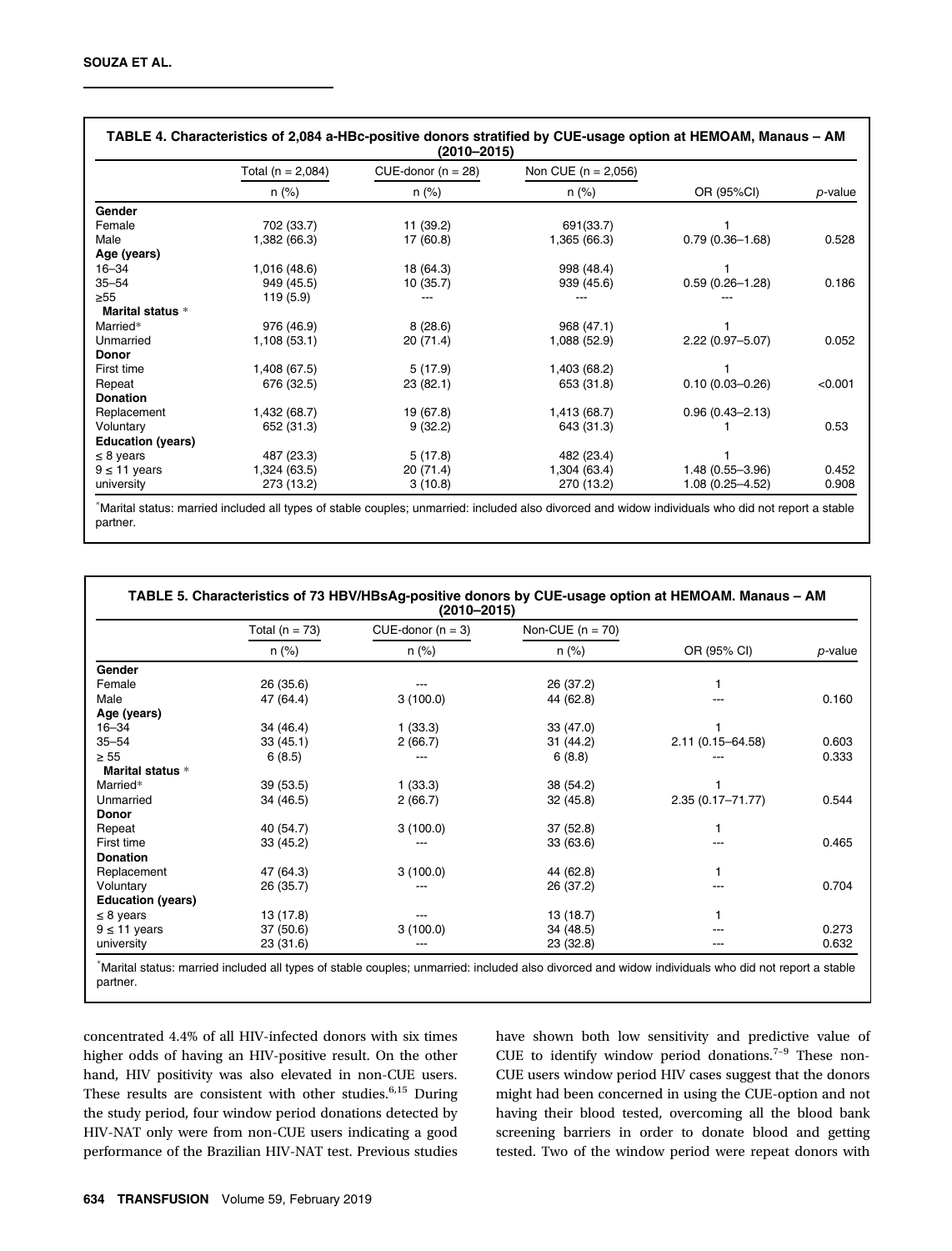**TABLE 4. Characteristics of 2,084 a-HBc-positive donors stratified by CUE-usage option at HEMOAM, Manaus – AM (2010–2015)**

| | Total (n = 2,084) | CUE-donor (n = 28) | Non CUE (n = 2,056) | | |
|---|---|---|---|---|---|
| | n (%) | n (%) | n (%) | OR (95%CI) | *p*-value |
| **Gender** | | | | | |
| Female | 702 (33.7) | 11 (39.2) | 691(33.7) | 1 | |
| Male | 1,382 (66.3) | 17 (60.8) | 1,365 (66.3) | 0.79 (0.36–1.68) | 0.528 |
| **Age (years)** | | | | | |
| 16–34 | 1,016 (48.6) | 18 (64.3) | 998 (48.4) | 1 | |
| 35–54 | 949 (45.5) | 10 (35.7) | 939 (45.6) | 0.59 (0.26–1.28) | 0.186 |
| ≥55 | 119 (5.9) | --- | --- | --- | |
| **Marital status** * | | | | | |
| Married* | 976 (46.9) | 8 (28.6) | 968 (47.1) | 1 | |
| Unmarried | 1,108 (53.1) | 20 (71.4) | 1,088 (52.9) | 2.22 (0.97–5.07) | 0.052 |
| **Donor** | | | | | |
| First time | 1,408 (67.5) | 5 (17.9) | 1,403 (68.2) | 1 | |
| Repeat | 676 (32.5) | 23 (82.1) | 653 (31.8) | 0.10 (0.03–0.26) | <0.001 |
| **Donation** | | | | | |
| Replacement | 1,432 (68.7) | 19 (67.8) | 1,413 (68.7) | 0.96 (0.43–2.13) | |
| Voluntary | 652 (31.3) | 9 (32.2) | 643 (31.3) | 1 | 0.53 |
| **Education (years)** | | | | | |
| ≤ 8 years | 487 (23.3) | 5 (17.8) | 482 (23.4) | 1 | |
| 9 ≤ 11 years | 1,324 (63.5) | 20 (71.4) | 1,304 (63.4) | 1.48 (0.55–3.96) | 0.452 |
| university | 273 (13.2) | 3 (10.8) | 270 (13.2) | 1.08 (0.25–4.52) | 0.908 |

*Marital status: married included all types of stable couples; unmarried: included also divorced and widow individuals who did not report a stable partner.

**TABLE 5. Characteristics of 73 HBV/HBsAg-positive donors by CUE-usage option at HEMOAM. Manaus – AM (2010–2015)**

| | Total (n = 73) | CUE-donor (n = 3) | Non-CUE (n = 70) | | |
|---|---|---|---|---|---|
| | n (%) | n (%) | n (%) | OR (95% CI) | *p*-value |
| **Gender** | | | | | |
| Female | 26 (35.6) | --- | 26 (37.2) | 1 | |
| Male | 47 (64.4) | 3 (100.0) | 44 (62.8) | --- | 0.160 |
| **Age (years)** | | | | | |
| 16–34 | 34 (46.4) | 1 (33.3) | 33 (47.0) | 1 | |
| 35–54 | 33 (45.1) | 2 (66.7) | 31 (44.2) | 2.11 (0.15–64.58) | 0.603 |
| ≥ 55 | 6 (8.5) | --- | 6 (8.8) | --- | 0.333 |
| **Marital status** * | | | | | |
| Married* | 39 (53.5) | 1 (33.3) | 38 (54.2) | 1 | |
| Unmarried | 34 (46.5) | 2 (66.7) | 32 (45.8) | 2.35 (0.17–71.77) | 0.544 |
| **Donor** | | | | | |
| Repeat | 40 (54.7) | 3 (100.0) | 37 (52.8) | 1 | |
| First time | 33 (45.2) | --- | 33 (63.6) | --- | 0.465 |
| **Donation** | | | | | |
| Replacement | 47 (64.3) | 3 (100.0) | 44 (62.8) | 1 | |
| Voluntary | 26 (35.7) | --- | 26 (37.2) | --- | 0.704 |
| **Education (years)** | | | | | |
| ≤ 8 years | 13 (17.8) | --- | 13 (18.7) | 1 | |
| 9 ≤ 11 years | 37 (50.6) | 3 (100.0) | 34 (48.5) | --- | 0.273 |
| university | 23 (31.6) | --- | 23 (32.8) | --- | 0.632 |

*Marital status: married included all types of stable couples; unmarried: included also divorced and widow individuals who did not report a stable partner.

concentrated 4.4% of all HIV-infected donors with six times higher odds of having an HIV-positive result. On the other hand, HIV positivity was also elevated in non-CUE users. These results are consistent with other studies.[6,15] During the study period, four window period donations detected by HIV-NAT only were from non-CUE users indicating a good performance of the Brazilian HIV-NAT test. Previous studies have shown both low sensitivity and predictive value of CUE to identify window period donations.[7–9] These non-CUE users window period HIV cases suggest that the donors might had been concerned in using the CUE-option and not having their blood tested, overcoming all the blood bank screening barriers in order to donate blood and getting tested. Two of the window period were repeat donors with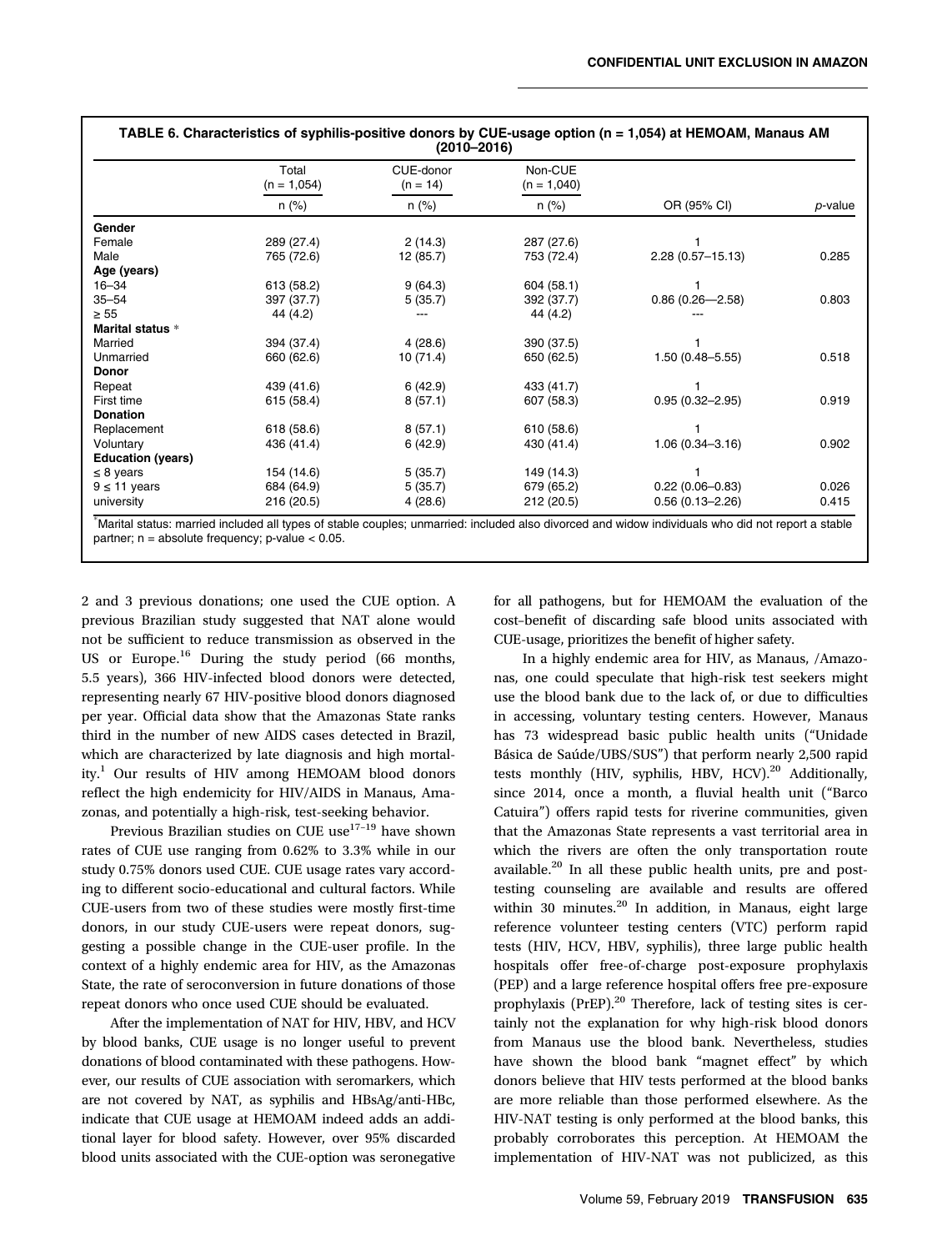**TABLE 6. Characteristics of syphilis-positive donors by CUE-usage option (n = 1,054) at HEMOAM, Manaus AM (2010–2016)**

| | Total (n = 1,054) | CUE-donor (n = 14) | Non-CUE (n = 1,040) | | |
|---|---|---|---|---|---|
| | n (%) | n (%) | n (%) | OR (95% CI) | *p*-value |
| **Gender** | | | | | |
| Female | 289 (27.4) | 2 (14.3) | 287 (27.6) | 1 | |
| Male | 765 (72.6) | 12 (85.7) | 753 (72.4) | 2.28 (0.57–15.13) | 0.285 |
| **Age (years)** | | | | | |
| 16–34 | 613 (58.2) | 9 (64.3) | 604 (58.1) | 1 | |
| 35–54 | 397 (37.7) | 5 (35.7) | 392 (37.7) | 0.86 (0.26—2.58) | 0.803 |
| ≥ 55 | 44 (4.2) | --- | 44 (4.2) | --- | |
| **Marital status** * | | | | | |
| Married | 394 (37.4) | 4 (28.6) | 390 (37.5) | 1 | |
| Unmarried | 660 (62.6) | 10 (71.4) | 650 (62.5) | 1.50 (0.48–5.55) | 0.518 |
| **Donor** | | | | | |
| Repeat | 439 (41.6) | 6 (42.9) | 433 (41.7) | 1 | |
| First time | 615 (58.4) | 8 (57.1) | 607 (58.3) | 0.95 (0.32–2.95) | 0.919 |
| **Donation** | | | | | |
| Replacement | 618 (58.6) | 8 (57.1) | 610 (58.6) | 1 | |
| Voluntary | 436 (41.4) | 6 (42.9) | 430 (41.4) | 1.06 (0.34–3.16) | 0.902 |
| **Education (years)** | | | | | |
| ≤ 8 years | 154 (14.6) | 5 (35.7) | 149 (14.3) | 1 | |
| 9 ≤ 11 years | 684 (64.9) | 5 (35.7) | 679 (65.2) | 0.22 (0.06–0.83) | 0.026 |
| university | 216 (20.5) | 4 (28.6) | 212 (20.5) | 0.56 (0.13–2.26) | 0.415 |

*Marital status: married included all types of stable couples; unmarried: included also divorced and widow individuals who did not report a stable partner; n = absolute frequency; p-value < 0.05.

2 and 3 previous donations; one used the CUE option. A previous Brazilian study suggested that NAT alone would not be sufficient to reduce transmission as observed in the US or Europe.[16] During the study period (66 months, 5.5 years), 366 HIV-infected blood donors were detected, representing nearly 67 HIV-positive blood donors diagnosed per year. Official data show that the Amazonas State ranks third in the number of new AIDS cases detected in Brazil, which are characterized by late diagnosis and high mortality.[1] Our results of HIV among HEMOAM blood donors reflect the high endemicity for HIV/AIDS in Manaus, Amazonas, and potentially a high-risk, test-seeking behavior.

Previous Brazilian studies on CUE use[17–19] have shown rates of CUE use ranging from 0.62% to 3.3% while in our study 0.75% donors used CUE. CUE usage rates vary according to different socio-educational and cultural factors. While CUE-users from two of these studies were mostly first-time donors, in our study CUE-users were repeat donors, suggesting a possible change in the CUE-user profile. In the context of a highly endemic area for HIV, as the Amazonas State, the rate of seroconversion in future donations of those repeat donors who once used CUE should be evaluated.

After the implementation of NAT for HIV, HBV, and HCV by blood banks, CUE usage is no longer useful to prevent donations of blood contaminated with these pathogens. However, our results of CUE association with seromarkers, which are not covered by NAT, as syphilis and HBsAg/anti-HBc, indicate that CUE usage at HEMOAM indeed adds an additional layer for blood safety. However, over 95% discarded blood units associated with the CUE-option was seronegative for all pathogens, but for HEMOAM the evaluation of the cost–benefit of discarding safe blood units associated with CUE-usage, prioritizes the benefit of higher safety.

In a highly endemic area for HIV, as Manaus, /Amazonas, one could speculate that high-risk test seekers might use the blood bank due to the lack of, or due to difficulties in accessing, voluntary testing centers. However, Manaus has 73 widespread basic public health units ("Unidade Básica de Saúde/UBS/SUS") that perform nearly 2,500 rapid tests monthly (HIV, syphilis, HBV, HCV).[20] Additionally, since 2014, once a month, a fluvial health unit ("Barco Catuira") offers rapid tests for riverine communities, given that the Amazonas State represents a vast territorial area in which the rivers are often the only transportation route available.[20] In all these public health units, pre and post-testing counseling are available and results are offered within 30 minutes.[20] In addition, in Manaus, eight large reference volunteer testing centers (VTC) perform rapid tests (HIV, HCV, HBV, syphilis), three large public health hospitals offer free-of-charge post-exposure prophylaxis (PEP) and a large reference hospital offers free pre-exposure prophylaxis (PrEP).[20] Therefore, lack of testing sites is certainly not the explanation for why high-risk blood donors from Manaus use the blood bank. Nevertheless, studies have shown the blood bank "magnet effect" by which donors believe that HIV tests performed at the blood banks are more reliable than those performed elsewhere. As the HIV-NAT testing is only performed at the blood banks, this probably corroborates this perception. At HEMOAM the implementation of HIV-NAT was not publicized, as this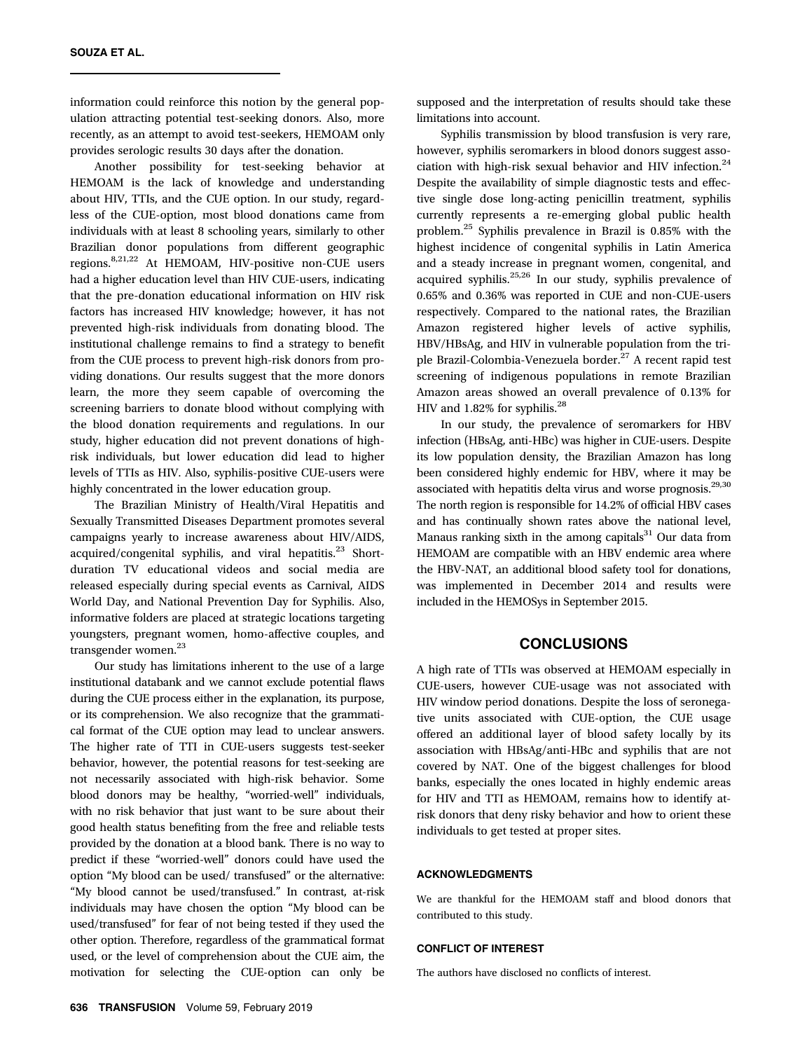information could reinforce this notion by the general population attracting potential test-seeking donors. Also, more recently, as an attempt to avoid test-seekers, HEMOAM only provides serologic results 30 days after the donation.

Another possibility for test-seeking behavior at HEMOAM is the lack of knowledge and understanding about HIV, TTIs, and the CUE option. In our study, regardless of the CUE-option, most blood donations came from individuals with at least 8 schooling years, similarly to other Brazilian donor populations from different geographic regions.[8,21,22] At HEMOAM, HIV-positive non-CUE users had a higher education level than HIV CUE-users, indicating that the pre-donation educational information on HIV risk factors has increased HIV knowledge; however, it has not prevented high-risk individuals from donating blood. The institutional challenge remains to find a strategy to benefit from the CUE process to prevent high-risk donors from providing donations. Our results suggest that the more donors learn, the more they seem capable of overcoming the screening barriers to donate blood without complying with the blood donation requirements and regulations. In our study, higher education did not prevent donations of high-risk individuals, but lower education did lead to higher levels of TTIs as HIV. Also, syphilis-positive CUE-users were highly concentrated in the lower education group.

The Brazilian Ministry of Health/Viral Hepatitis and Sexually Transmitted Diseases Department promotes several campaigns yearly to increase awareness about HIV/AIDS, acquired/congenital syphilis, and viral hepatitis.[23] Short-duration TV educational videos and social media are released especially during special events as Carnival, AIDS World Day, and National Prevention Day for Syphilis. Also, informative folders are placed at strategic locations targeting youngsters, pregnant women, homo-affective couples, and transgender women.[23]

Our study has limitations inherent to the use of a large institutional databank and we cannot exclude potential flaws during the CUE process either in the explanation, its purpose, or its comprehension. We also recognize that the grammatical format of the CUE option may lead to unclear answers. The higher rate of TTI in CUE-users suggests test-seeker behavior, however, the potential reasons for test-seeking are not necessarily associated with high-risk behavior. Some blood donors may be healthy, "worried-well" individuals, with no risk behavior that just want to be sure about their good health status benefiting from the free and reliable tests provided by the donation at a blood bank. There is no way to predict if these "worried-well" donors could have used the option "My blood can be used/ transfused" or the alternative: "My blood cannot be used/transfused." In contrast, at-risk individuals may have chosen the option "My blood can be used/transfused" for fear of not being tested if they used the other option. Therefore, regardless of the grammatical format used, or the level of comprehension about the CUE aim, the motivation for selecting the CUE-option can only be supposed and the interpretation of results should take these limitations into account.

Syphilis transmission by blood transfusion is very rare, however, syphilis seromarkers in blood donors suggest association with high-risk sexual behavior and HIV infection.[24] Despite the availability of simple diagnostic tests and effective single dose long-acting penicillin treatment, syphilis currently represents a re-emerging global public health problem.[25] Syphilis prevalence in Brazil is 0.85% with the highest incidence of congenital syphilis in Latin America and a steady increase in pregnant women, congenital, and acquired syphilis.[25,26] In our study, syphilis prevalence of 0.65% and 0.36% was reported in CUE and non-CUE-users respectively. Compared to the national rates, the Brazilian Amazon registered higher levels of active syphilis, HBV/HBsAg, and HIV in vulnerable population from the triple Brazil-Colombia-Venezuela border.[27] A recent rapid test screening of indigenous populations in remote Brazilian Amazon areas showed an overall prevalence of 0.13% for HIV and 1.82% for syphilis.[28]

In our study, the prevalence of seromarkers for HBV infection (HBsAg, anti-HBc) was higher in CUE-users. Despite its low population density, the Brazilian Amazon has long been considered highly endemic for HBV, where it may be associated with hepatitis delta virus and worse prognosis.[29,30] The north region is responsible for 14.2% of official HBV cases and has continually shown rates above the national level, Manaus ranking sixth in the among capitals[31] Our data from HEMOAM are compatible with an HBV endemic area where the HBV-NAT, an additional blood safety tool for donations, was implemented in December 2014 and results were included in the HEMOSys in September 2015.

## CONCLUSIONS

A high rate of TTIs was observed at HEMOAM especially in CUE-users, however CUE-usage was not associated with HIV window period donations. Despite the loss of seronegative units associated with CUE-option, the CUE usage offered an additional layer of blood safety locally by its association with HBsAg/anti-HBc and syphilis that are not covered by NAT. One of the biggest challenges for blood banks, especially the ones located in highly endemic areas for HIV and TTI as HEMOAM, remains how to identify at-risk donors that deny risky behavior and how to orient these individuals to get tested at proper sites.

### ACKNOWLEDGMENTS

We are thankful for the HEMOAM staff and blood donors that contributed to this study.

### CONFLICT OF INTEREST

The authors have disclosed no conflicts of interest.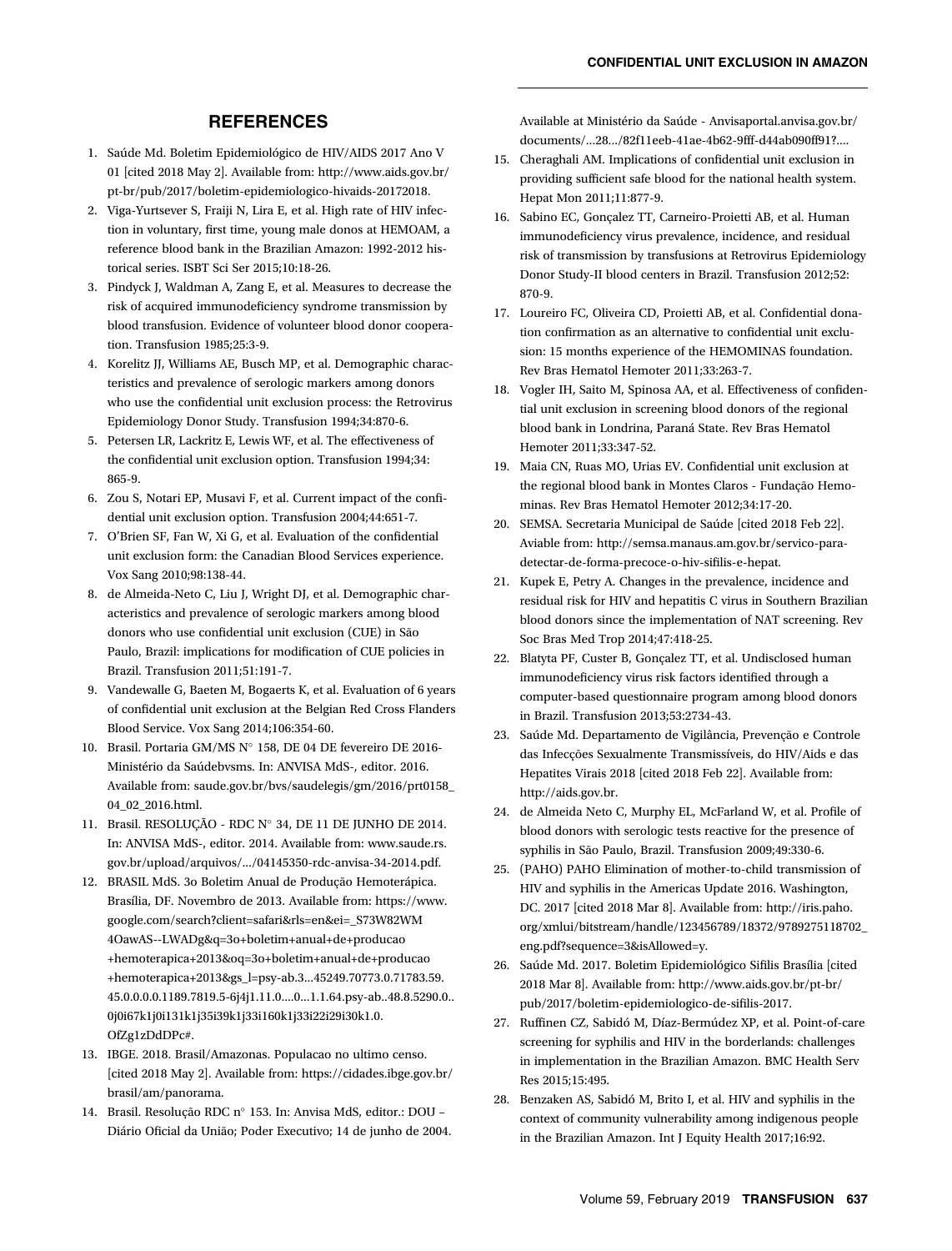## REFERENCES

1. Saúde Md. Boletim Epidemiológico de HIV/AIDS 2017 Ano V 01 [cited 2018 May 2]. Available from: http://www.aids.gov.br/pt-br/pub/2017/boletim-epidemiologico-hivaids-20172018.
2. Viga-Yurtsever S, Fraiji N, Lira E, et al. High rate of HIV infection in voluntary, first time, young male donos at HEMOAM, a reference blood bank in the Brazilian Amazon: 1992-2012 historical series. ISBT Sci Ser 2015;10:18-26.
3. Pindyck J, Waldman A, Zang E, et al. Measures to decrease the risk of acquired immunodeficiency syndrome transmission by blood transfusion. Evidence of volunteer blood donor cooperation. Transfusion 1985;25:3-9.
4. Korelitz JJ, Williams AE, Busch MP, et al. Demographic characteristics and prevalence of serologic markers among donors who use the confidential unit exclusion process: the Retrovirus Epidemiology Donor Study. Transfusion 1994;34:870-6.
5. Petersen LR, Lackritz E, Lewis WF, et al. The effectiveness of the confidential unit exclusion option. Transfusion 1994;34: 865-9.
6. Zou S, Notari EP, Musavi F, et al. Current impact of the confidential unit exclusion option. Transfusion 2004;44:651-7.
7. O'Brien SF, Fan W, Xi G, et al. Evaluation of the confidential unit exclusion form: the Canadian Blood Services experience. Vox Sang 2010;98:138-44.
8. de Almeida-Neto C, Liu J, Wright DJ, et al. Demographic characteristics and prevalence of serologic markers among blood donors who use confidential unit exclusion (CUE) in São Paulo, Brazil: implications for modification of CUE policies in Brazil. Transfusion 2011;51:191-7.
9. Vandewalle G, Baeten M, Bogaerts K, et al. Evaluation of 6 years of confidential unit exclusion at the Belgian Red Cross Flanders Blood Service. Vox Sang 2014;106:354-60.
10. Brasil. Portaria GM/MS N° 158, DE 04 DE fevereiro DE 2016- Ministério da Saúdebvsms. In: ANVISA MdS-, editor. 2016. Available from: saude.gov.br/bvs/saudelegis/gm/2016/prt0158_04_02_2016.html.
11. Brasil. RESOLUÇÃO - RDC N° 34, DE 11 DE JUNHO DE 2014. In: ANVISA MdS-, editor. 2014. Available from: www.saude.rs.gov.br/upload/arquivos/.../04145350-rdc-anvisa-34-2014.pdf.
12. BRASIL MdS. 3o Boletim Anual de Produção Hemoterápica. Brasília, DF. Novembro de 2013. Available from: https://www.google.com/search?client=safari&rls=en&ei=_S73W82WM4OawAS--LWADg&q=3o+boletim+anual+de+producao+hemoterapica+2013&oq=3o+boletim+anual+de+producao+hemoterapica+2013&gs_l=psy-ab.3...45249.70773.0.71783.59.45.0.0.0.0.1189.7819.5-6j4j1.11.0....0...1.1.64.psy-ab..48.8.5290.0..0j0i67k1j0i131k1j35i39k1j33i160k1j33i22i29i30k1.0.OfZg1zDdDPc#.
13. IBGE. 2018. Brasil/Amazonas. Populacao no ultimo censo. [cited 2018 May 2]. Available from: https://cidades.ibge.gov.br/brasil/am/panorama.
14. Brasil. Resolução RDC n° 153. In: Anvisa MdS, editor.: DOU – Diário Oficial da União; Poder Executivo; 14 de junho de 2004. Available at Ministério da Saúde - Anvisaportal.anvisa.gov.br/documents/...28.../82f11eeb-41ae-4b62-9fff-d44ab090ff91?....
15. Cheraghali AM. Implications of confidential unit exclusion in providing sufficient safe blood for the national health system. Hepat Mon 2011;11:877-9.
16. Sabino EC, Gonçalez TT, Carneiro-Proietti AB, et al. Human immunodeficiency virus prevalence, incidence, and residual risk of transmission by transfusions at Retrovirus Epidemiology Donor Study-II blood centers in Brazil. Transfusion 2012;52: 870-9.
17. Loureiro FC, Oliveira CD, Proietti AB, et al. Confidential donation confirmation as an alternative to confidential unit exclusion: 15 months experience of the HEMOMINAS foundation. Rev Bras Hematol Hemoter 2011;33:263-7.
18. Vogler IH, Saito M, Spinosa AA, et al. Effectiveness of confidential unit exclusion in screening blood donors of the regional blood bank in Londrina, Paraná State. Rev Bras Hematol Hemoter 2011;33:347-52.
19. Maia CN, Ruas MO, Urias EV. Confidential unit exclusion at the regional blood bank in Montes Claros - Fundação Hemominas. Rev Bras Hematol Hemoter 2012;34:17-20.
20. SEMSA. Secretaria Municipal de Saúde [cited 2018 Feb 22]. Aviable from: http://semsa.manaus.am.gov.br/servico-para-detectar-de-forma-precoce-o-hiv-sifilis-e-hepat.
21. Kupek E, Petry A. Changes in the prevalence, incidence and residual risk for HIV and hepatitis C virus in Southern Brazilian blood donors since the implementation of NAT screening. Rev Soc Bras Med Trop 2014;47:418-25.
22. Blatyta PF, Custer B, Gonçalez TT, et al. Undisclosed human immunodeficiency virus risk factors identified through a computer-based questionnaire program among blood donors in Brazil. Transfusion 2013;53:2734-43.
23. Saúde Md. Departamento de Vigilância, Prevenção e Controle das Infecções Sexualmente Transmissíveis, do HIV/Aids e das Hepatites Virais 2018 [cited 2018 Feb 22]. Available from: http://aids.gov.br.
24. de Almeida Neto C, Murphy EL, McFarland W, et al. Profile of blood donors with serologic tests reactive for the presence of syphilis in São Paulo, Brazil. Transfusion 2009;49:330-6.
25. (PAHO) PAHO Elimination of mother-to-child transmission of HIV and syphilis in the Americas Update 2016. Washington, DC. 2017 [cited 2018 Mar 8]. Available from: http://iris.paho.org/xmlui/bitstream/handle/123456789/18372/9789275118702_eng.pdf?sequence=3&isAllowed=y.
26. Saúde Md. 2017. Boletim Epidemiológico Sifilis Brasília [cited 2018 Mar 8]. Available from: http://www.aids.gov.br/pt-br/pub/2017/boletim-epidemiologico-de-sifilis-2017.
27. Ruffinen CZ, Sabidó M, Díaz-Bermúdez XP, et al. Point-of-care screening for syphilis and HIV in the borderlands: challenges in implementation in the Brazilian Amazon. BMC Health Serv Res 2015;15:495.
28. Benzaken AS, Sabidó M, Brito I, et al. HIV and syphilis in the context of community vulnerability among indigenous people in the Brazilian Amazon. Int J Equity Health 2017;16:92.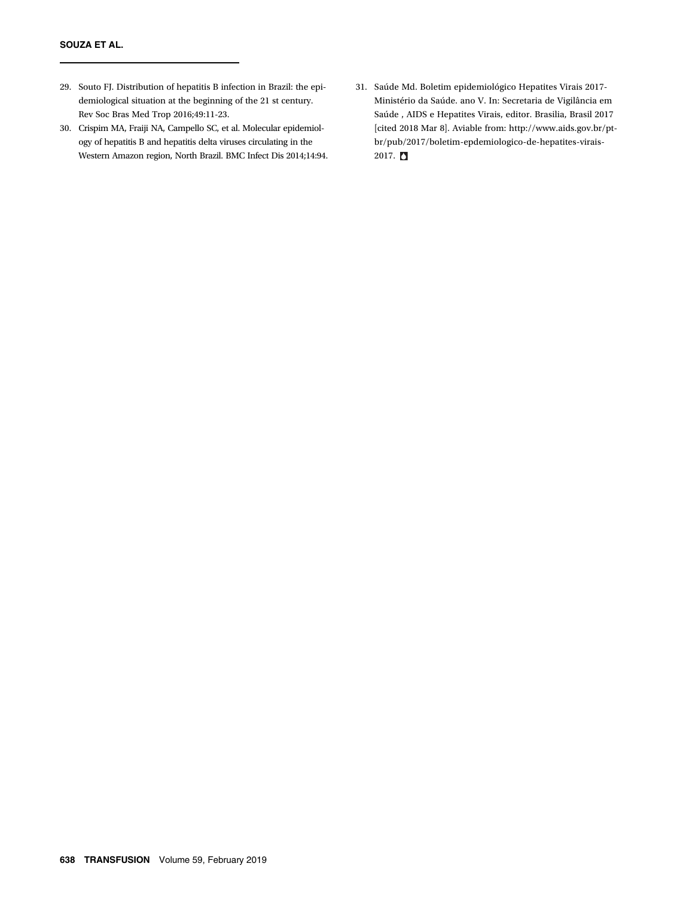29. Souto FJ. Distribution of hepatitis B infection in Brazil: the epidemiological situation at the beginning of the 21 st century. Rev Soc Bras Med Trop 2016;49:11-23.
30. Crispim MA, Fraiji NA, Campello SC, et al. Molecular epidemiology of hepatitis B and hepatitis delta viruses circulating in the Western Amazon region, North Brazil. BMC Infect Dis 2014;14:94.
31. Saúde Md. Boletim epidemiológico Hepatites Virais 2017-Ministério da Saúde. ano V. In: Secretaria de Vigilância em Saúde , AIDS e Hepatites Virais, editor. Brasilia, Brasil 2017 [cited 2018 Mar 8]. Aviable from: http://www.aids.gov.br/pt-br/pub/2017/boletim-epdemiologico-de-hepatites-virais-2017.